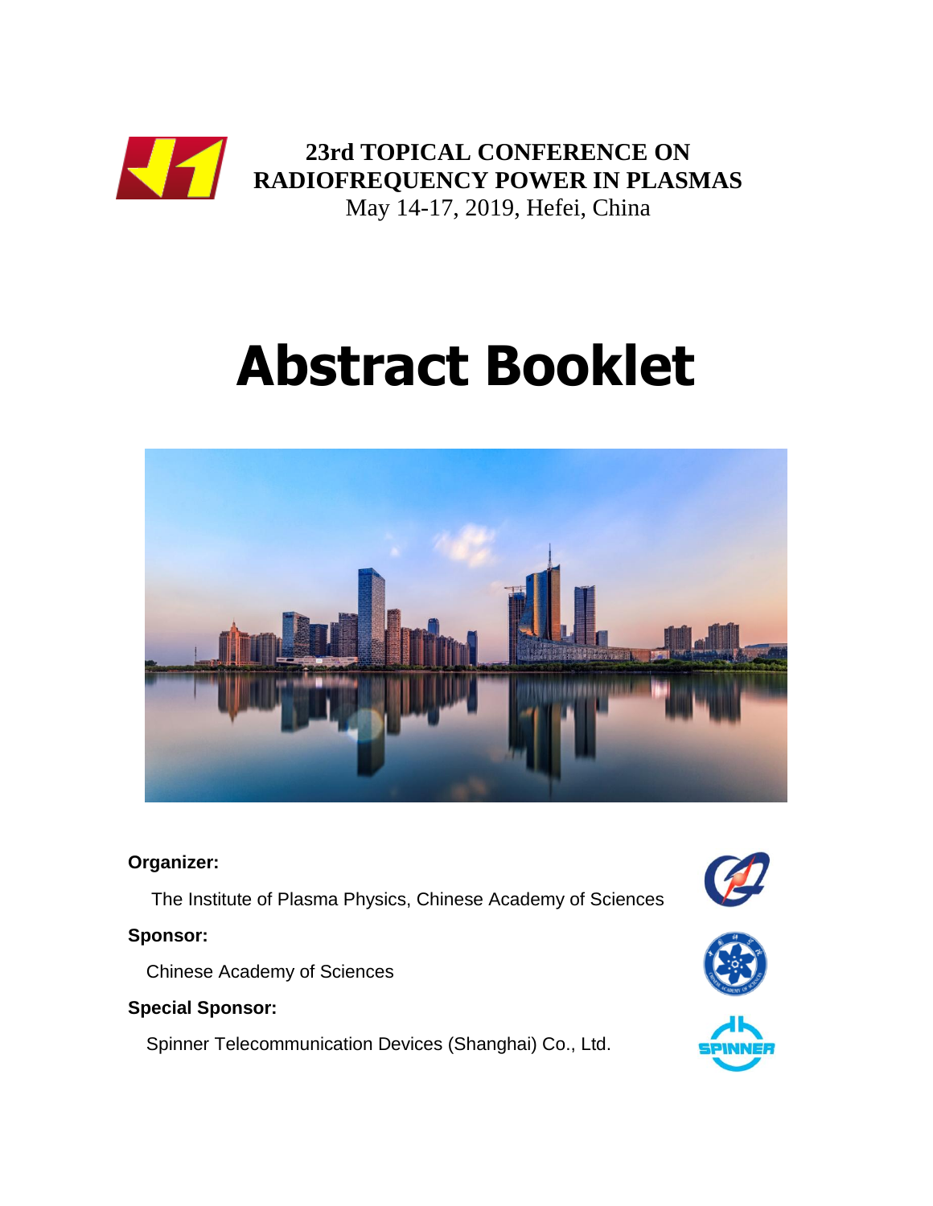**23rd TOPICAL CONFERENCE ON RADIOFREQUENCY POWER IN PLASMAS**

May 14-17, 2019, Hefei, China

# Abstract Booklet

**Organizer:**

The Institute of Plasma Physics, Chinese Academy of Sciences

**Sponsor:**

Chinese Academy of Sciences

**Special Sponsor:**

Spinner Telecommunication Devices (Shanghai) Co., Ltd.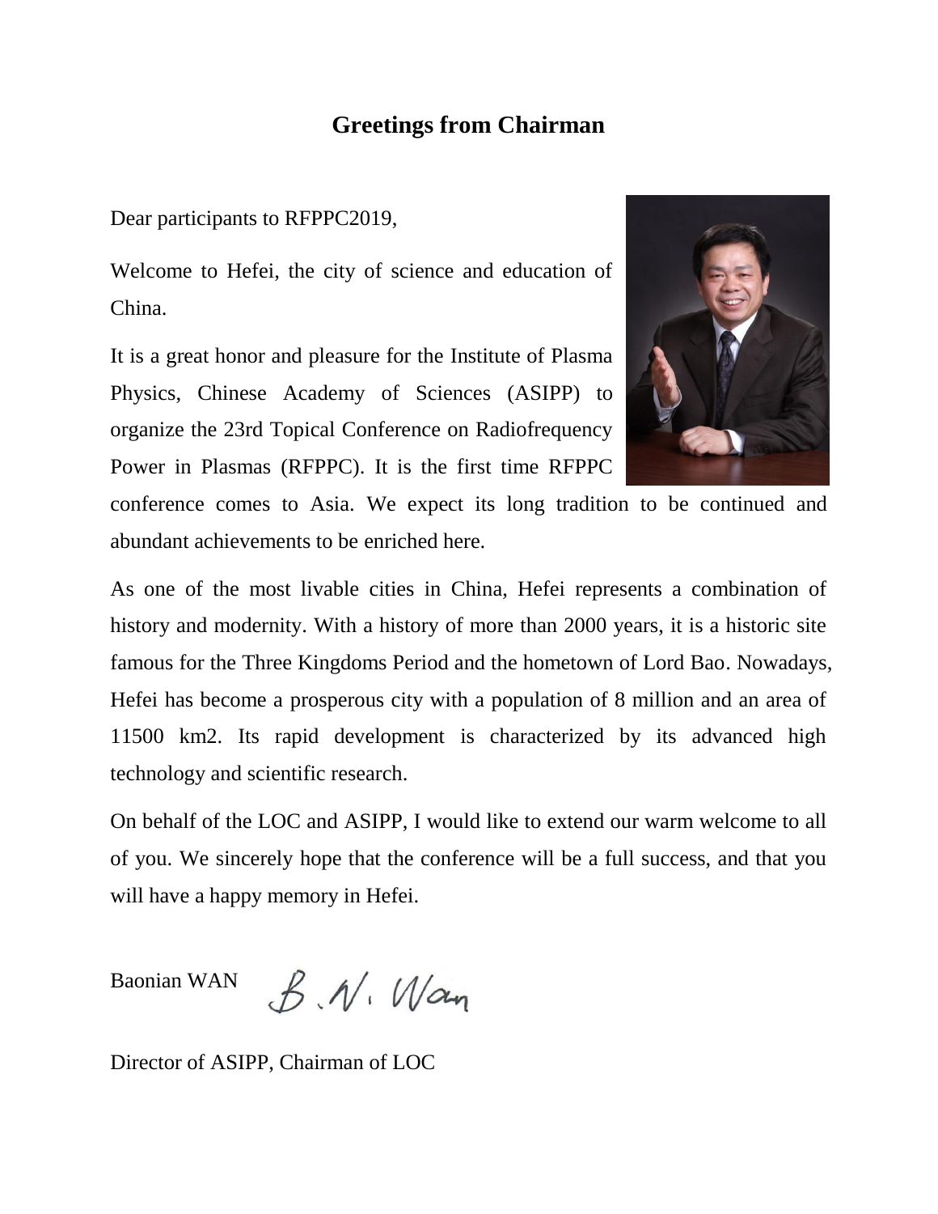## Greetings from Chairman

Dear participants to RFPPC2019,

Welcome to Hefei, the city of science and education of China.

It is a great honor and pleasure for the Institute of Plasma Physics, Chinese Academy of Sciences (ASIPP) to organize the 23rd Topical Conference on Radiofrequency Power in Plasmas (RFPPC). It is the first time RFPPC conference comes to Asia. We expect its long tradition to be continued and abundant achievements to be enriched here.

As one of the most livable cities in China, Hefei represents a combination of history and modernity. With a history of more than 2000 years, it is a historic site famous for the Three Kingdoms Period and the hometown of Lord Bao. Nowadays, Hefei has become a prosperous city with a population of 8 million and an area of 11500 km2. Its rapid development is characterized by its advanced high technology and scientific research.

On behalf of the LOC and ASIPP, I would like to extend our warm welcome to all of you. We sincerely hope that the conference will be a full success, and that you will have a happy memory in Hefei.

Baonian WAN B. N. Wan

Director of ASIPP, Chairman of LOC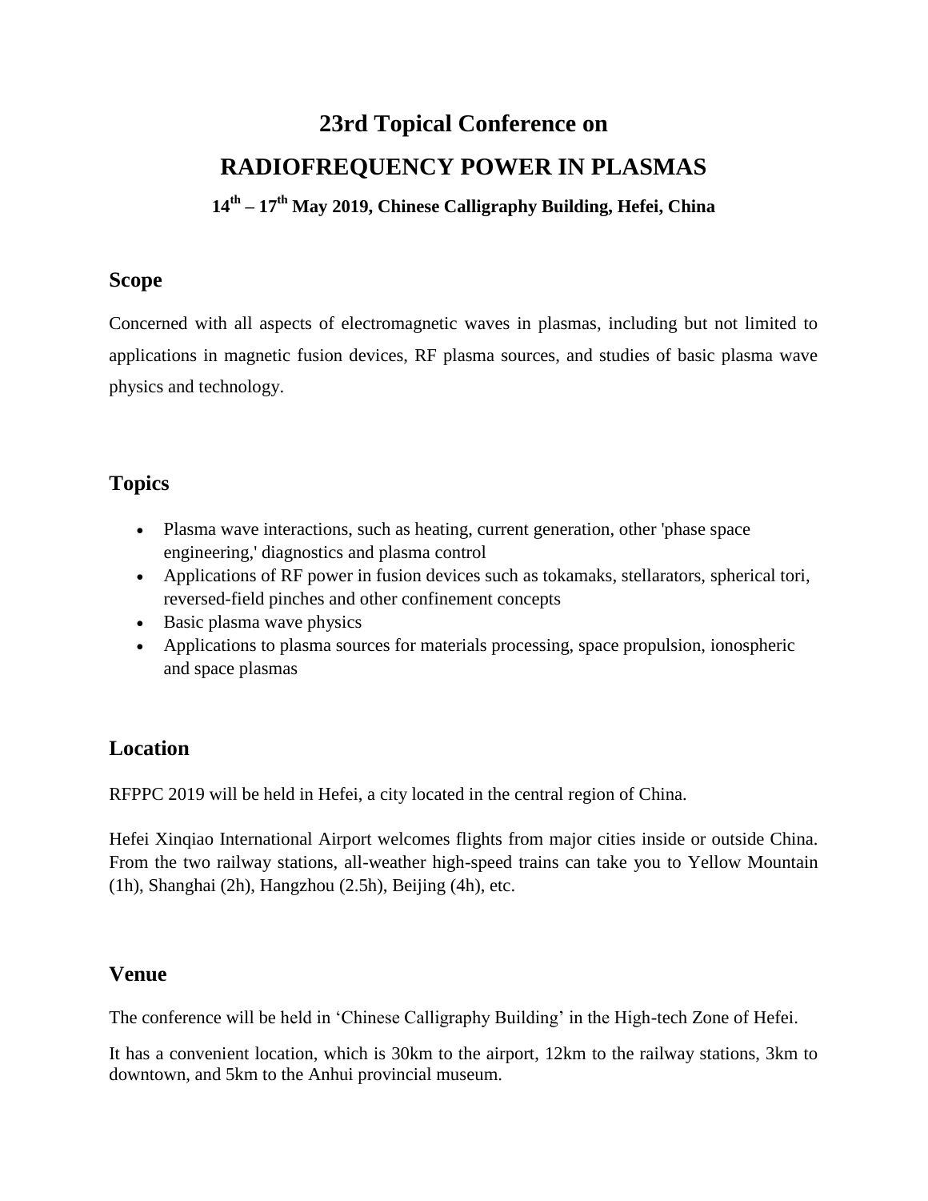# 23rd Topical Conference on

# RADIOFREQUENCY POWER IN PLASMAS

### 14th – 17th May 2019, Chinese Calligraphy Building, Hefei, China

## Scope

Concerned with all aspects of electromagnetic waves in plasmas, including but not limited to applications in magnetic fusion devices, RF plasma sources, and studies of basic plasma wave physics and technology.

## Topics

- Plasma wave interactions, such as heating, current generation, other 'phase space engineering,' diagnostics and plasma control
- Applications of RF power in fusion devices such as tokamaks, stellarators, spherical tori, reversed-field pinches and other confinement concepts
- Basic plasma wave physics
- Applications to plasma sources for materials processing, space propulsion, ionospheric and space plasmas

## Location

RFPPC 2019 will be held in Hefei, a city located in the central region of China.

Hefei Xinqiao International Airport welcomes flights from major cities inside or outside China. From the two railway stations, all-weather high-speed trains can take you to Yellow Mountain (1h), Shanghai (2h), Hangzhou (2.5h), Beijing (4h), etc.

## Venue

The conference will be held in 'Chinese Calligraphy Building' in the High-tech Zone of Hefei.

It has a convenient location, which is 30km to the airport, 12km to the railway stations, 3km to downtown, and 5km to the Anhui provincial museum.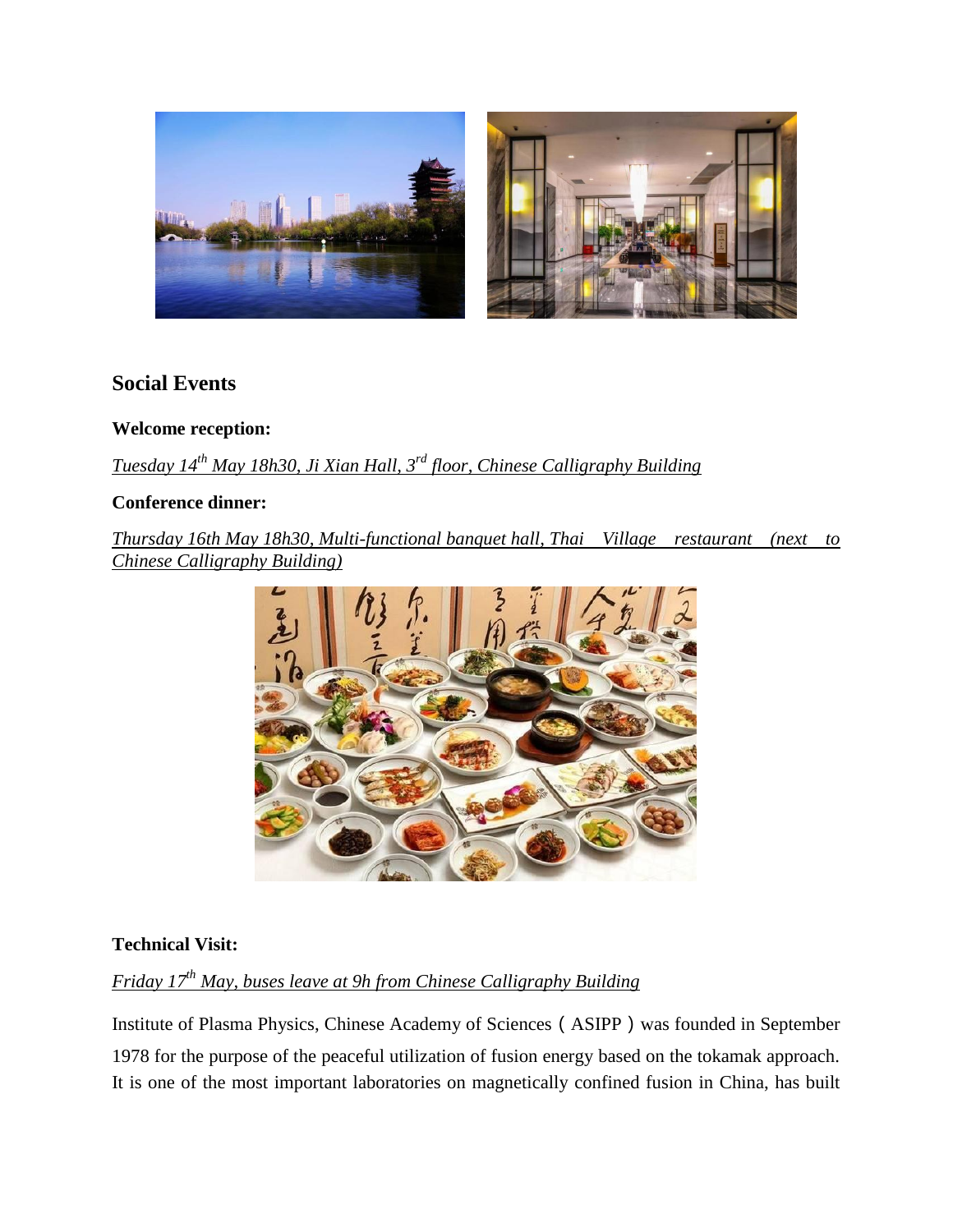## Social Events

**Welcome reception:**

*Tuesday 14th May 18h30, Ji Xian Hall, 3rd floor, Chinese Calligraphy Building*

**Conference dinner:**

*Thursday 16th May 18h30, Multi-functional banquet hall, Thai Village restaurant (next to Chinese Calligraphy Building)*

**Technical Visit:**

*Friday 17th May, buses leave at 9h from Chinese Calligraphy Building*

Institute of Plasma Physics, Chinese Academy of Sciences（ASIPP）was founded in September 1978 for the purpose of the peaceful utilization of fusion energy based on the tokamak approach. It is one of the most important laboratories on magnetically confined fusion in China, has built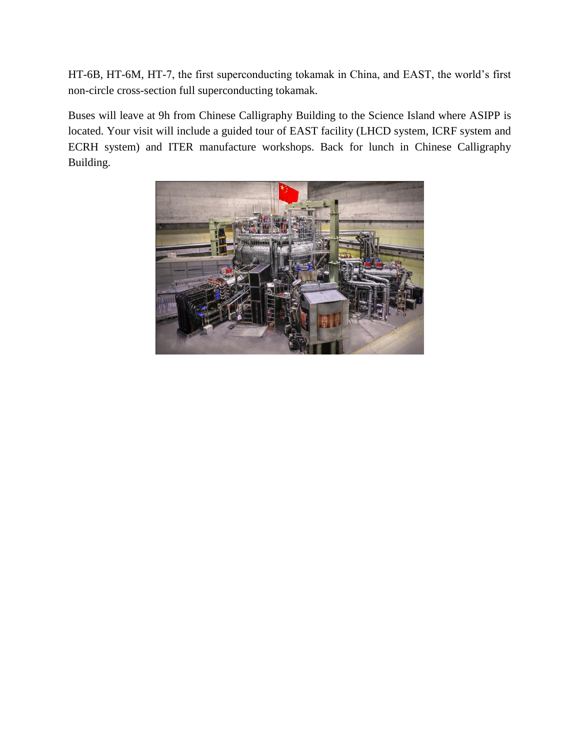HT-6B, HT-6M, HT-7, the first superconducting tokamak in China, and EAST, the world's first non-circle cross-section full superconducting tokamak.

Buses will leave at 9h from Chinese Calligraphy Building to the Science Island where ASIPP is located. Your visit will include a guided tour of EAST facility (LHCD system, ICRF system and ECRH system) and ITER manufacture workshops. Back for lunch in Chinese Calligraphy Building.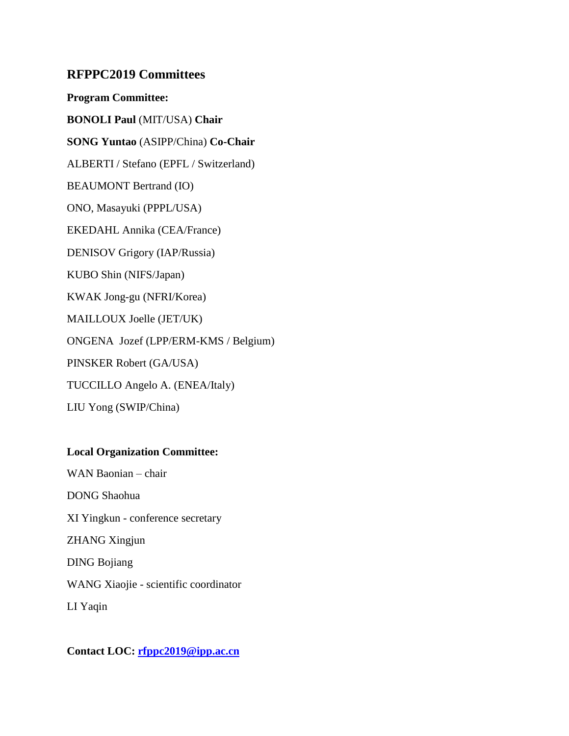## RFPPC2019 Committees

**Program Committee:**

**BONOLI Paul** (MIT/USA) **Chair**

**SONG Yuntao** (ASIPP/China) **Co-Chair**

ALBERTI / Stefano (EPFL / Switzerland)

BEAUMONT Bertrand (IO)

ONO, Masayuki (PPPL/USA)

EKEDAHL Annika (CEA/France)

DENISOV Grigory (IAP/Russia)

KUBO Shin (NIFS/Japan)

KWAK Jong-gu (NFRI/Korea)

MAILLOUX Joelle (JET/UK)

ONGENA  Jozef (LPP/ERM-KMS / Belgium)

PINSKER Robert (GA/USA)

TUCCILLO Angelo A. (ENEA/Italy)

LIU Yong (SWIP/China)

**Local Organization Committee:**

WAN Baonian – chair

DONG Shaohua

XI Yingkun - conference secretary

ZHANG Xingjun

DING Bojiang

WANG Xiaojie - scientific coordinator

LI Yaqin

**Contact LOC: rfppc2019@ipp.ac.cn**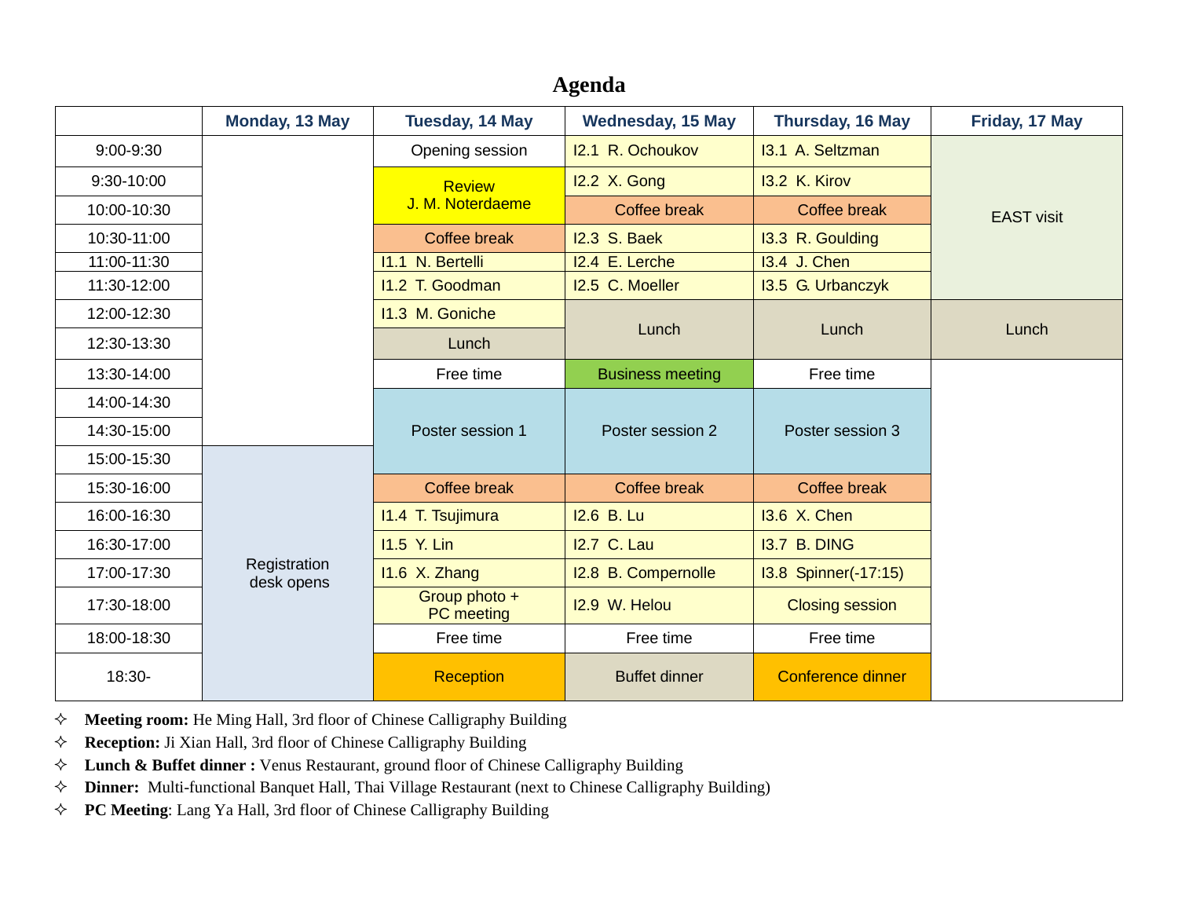# Agenda

| | Monday, 13 May | Tuesday, 14 May | Wednesday, 15 May | Thursday, 16 May | Friday, 17 May |
|---|---|---|---|---|---|
| 9:00-9:30 | | Opening session | I2.1 R. Ochoukov | I3.1 A. Seltzman | EAST visit |
| 9:30-10:00 | | Review J. M. Noterdaeme | I2.2 X. Gong | I3.2 K. Kirov | |
| 10:00-10:30 | | | Coffee break | Coffee break | |
| 10:30-11:00 | | Coffee break | I2.3 S. Baek | I3.3 R. Goulding | |
| 11:00-11:30 | | I1.1 N. Bertelli | I2.4 E. Lerche | I3.4 J. Chen | |
| 11:30-12:00 | | I1.2 T. Goodman | I2.5 C. Moeller | I3.5 G. Urbanczyk | |
| 12:00-12:30 | | I1.3 M. Goniche | Lunch | Lunch | Lunch |
| 12:30-13:30 | | Lunch | | | |
| 13:30-14:00 | | Free time | Business meeting | Free time | |
| 14:00-14:30 | | Poster session 1 | Poster session 2 | Poster session 3 | |
| 14:30-15:00 | | | | | |
| 15:00-15:30 | Registration desk opens | | | | |
| 15:30-16:00 | | Coffee break | Coffee break | Coffee break | |
| 16:00-16:30 | | I1.4 T. Tsujimura | I2.6 B. Lu | I3.6 X. Chen | |
| 16:30-17:00 | | I1.5 Y. Lin | I2.7 C. Lau | I3.7 B. DING | |
| 17:00-17:30 | | I1.6 X. Zhang | I2.8 B. Compernolle | I3.8 Spinner(-17:15) | |
| 17:30-18:00 | | Group photo + PC meeting | I2.9 W. Helou | Closing session | |
| 18:00-18:30 | | Free time | Free time | Free time | |
| 18:30- | | Reception | Buffet dinner | Conference dinner | |

- **Meeting room:** He Ming Hall, 3rd floor of Chinese Calligraphy Building
- **Reception:** Ji Xian Hall, 3rd floor of Chinese Calligraphy Building
- **Lunch & Buffet dinner :** Venus Restaurant, ground floor of Chinese Calligraphy Building
- **Dinner:** Multi-functional Banquet Hall, Thai Village Restaurant (next to Chinese Calligraphy Building)
- **PC Meeting**: Lang Ya Hall, 3rd floor of Chinese Calligraphy Building